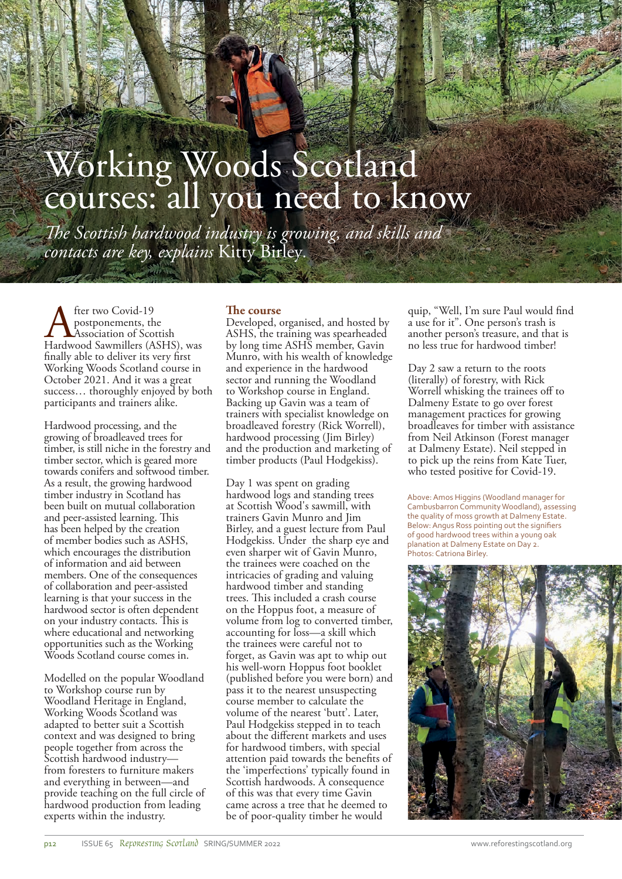# Working Woods Scotland courses: all you need to know

*The Scottish hardwood industry is growing, and skills and contacts are key, explains* Kitty Birley.

After two Covid-19 postponements, the Association of Scottish Hardwood Sawmillers (ASHS), was finally able to deliver its very first Working Woods Scotland course in October 2021. And it was a great success… thoroughly enjoyed by both participants and trainers alike.

Hardwood processing, and the growing of broadleaved trees for timber, is still niche in the forestry and timber sector, which is geared more towards conifers and softwood timber. As a result, the growing hardwood timber industry in Scotland has been built on mutual collaboration and peer-assisted learning. This has been helped by the creation of member bodies such as ASHS, which encourages the distribution of information and aid between members. One of the consequences of collaboration and peer-assisted learning is that your success in the hardwood sector is often dependent on your industry contacts. This is where educational and networking opportunities such as the Working Woods Scotland course comes in.

Modelled on the popular Woodland to Workshop course run by Woodland Heritage in England, Working Woods Scotland was adapted to better suit a Scottish context and was designed to bring people together from across the Scottish hardwood industry—from foresters to furniture makers and everything in between—and provide teaching on the full circle of hardwood production from leading experts within the industry.

## The course

Developed, organised, and hosted by ASHS, the training was spearheaded by long time ASHS member, Gavin Munro, with his wealth of knowledge and experience in the hardwood sector and running the Woodland to Workshop course in England. Backing up Gavin was a team of trainers with specialist knowledge on broadleaved forestry (Rick Worrell), hardwood processing (Jim Birley) and the production and marketing of timber products (Paul Hodgekiss).

Day 1 was spent on grading hardwood logs and standing trees at Scottish Wood's sawmill, with trainers Gavin Munro and Jim Birley, and a guest lecture from Paul Hodgekiss. Under the sharp eye and even sharper wit of Gavin Munro, the trainees were coached on the intricacies of grading and valuing hardwood timber and standing trees. This included a crash course on the Hoppus foot, a measure of volume from log to converted timber, accounting for loss—a skill which the trainees were careful not to forget, as Gavin was apt to whip out his well-worn Hoppus foot booklet (published before you were born) and pass it to the nearest unsuspecting course member to calculate the volume of the nearest 'butt'. Later, Paul Hodgekiss stepped in to teach about the different markets and uses for hardwood timbers, with special attention paid towards the benefits of the 'imperfections' typically found in Scottish hardwoods. A consequence of this was that every time Gavin came across a tree that he deemed to be of poor-quality timber he would quip, "Well, I'm sure Paul would find a use for it". One person's trash is another person's treasure, and that is no less true for hardwood timber!

Day 2 saw a return to the roots (literally) of forestry, with Rick Worrell whisking the trainees off to Dalmeny Estate to go over forest management practices for growing broadleaves for timber with assistance from Neil Atkinson (Forest manager at Dalmeny Estate). Neil stepped in to pick up the reins from Kate Tuer, who tested positive for Covid-19.

Above: Amos Higgins (Woodland manager for Cambusbarron Community Woodland), assessing the quality of moss growth at Dalmeny Estate. Below: Angus Ross pointing out the signifiers of good hardwood trees within a young oak planation at Dalmeny Estate on Day 2. Photos: Catriona Birley.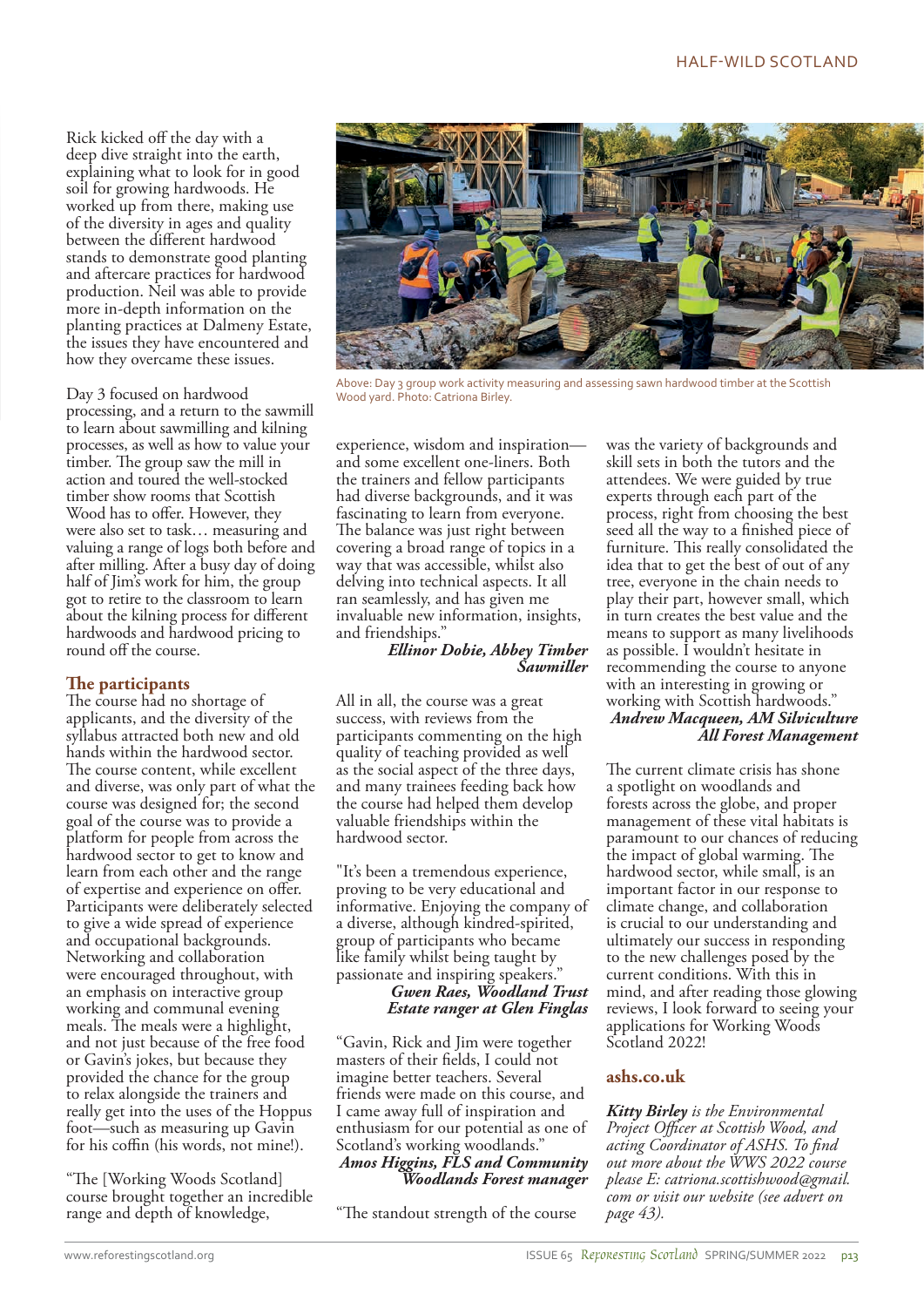Rick kicked off the day with a deep dive straight into the earth, explaining what to look for in good soil for growing hardwoods. He worked up from there, making use of the diversity in ages and quality between the different hardwood stands to demonstrate good planting and aftercare practices for hardwood production. Neil was able to provide more in-depth information on the planting practices at Dalmeny Estate, the issues they have encountered and how they overcame these issues.

Day 3 focused on hardwood processing, and a return to the sawmill to learn about sawmilling and kilning processes, as well as how to value your timber. The group saw the mill in action and toured the well-stocked timber show rooms that Scottish Wood has to offer. However, they were also set to task… measuring and valuing a range of logs both before and after milling. After a busy day of doing half of Jim's work for him, the group got to retire to the classroom to learn about the kilning process for different hardwoods and hardwood pricing to round off the course.

## The participants

The course had no shortage of applicants, and the diversity of the syllabus attracted both new and old hands within the hardwood sector. The course content, while excellent and diverse, was only part of what the course was designed for; the second goal of the course was to provide a platform for people from across the hardwood sector to get to know and learn from each other and the range of expertise and experience on offer. Participants were deliberately selected to give a wide spread of experience and occupational backgrounds. Networking and collaboration were encouraged throughout, with an emphasis on interactive group working and communal evening meals. The meals were a highlight, and not just because of the free food or Gavin's jokes, but because they provided the chance for the group to relax alongside the trainers and really get into the uses of the Hoppus foot—such as measuring up Gavin for his coffin (his words, not mine!).

"The [Working Woods Scotland] course brought together an incredible range and depth of knowledge, experience, wisdom and inspiration—and some excellent one-liners. Both the trainers and fellow participants had diverse backgrounds, and it was fascinating to learn from everyone. The balance was just right between covering a broad range of topics in a way that was accessible, whilst also delving into technical aspects. It all ran seamlessly, and has given me invaluable new information, insights, and friendships."

***Ellinor Dobie, Abbey Timber Sawmiller***

Above: Day 3 group work activity measuring and assessing sawn hardwood timber at the Scottish Wood yard. Photo: Catriona Birley.

All in all, the course was a great success, with reviews from the participants commenting on the high quality of teaching provided as well as the social aspect of the three days, and many trainees feeding back how the course had helped them develop valuable friendships within the hardwood sector.

"It's been a tremendous experience, proving to be very educational and informative. Enjoying the company of a diverse, although kindred-spirited, group of participants who became like family whilst being taught by passionate and inspiring speakers."

***Gwen Raes, Woodland Trust Estate ranger at Glen Finglas***

"Gavin, Rick and Jim were together masters of their fields, I could not imagine better teachers. Several friends were made on this course, and I came away full of inspiration and enthusiasm for our potential as one of Scotland's working woodlands."

***Amos Higgins, FLS and Community Woodlands Forest manager***

"The standout strength of the course was the variety of backgrounds and skill sets in both the tutors and the attendees. We were guided by true experts through each part of the process, right from choosing the best seed all the way to a finished piece of furniture. This really consolidated the idea that to get the best of out of any tree, everyone in the chain needs to play their part, however small, which in turn creates the best value and the means to support as many livelihoods as possible. I wouldn't hesitate in recommending the course to anyone with an interesting in growing or working with Scottish hardwoods."

***Andrew Macqueen, AM Silviculture All Forest Management***

The current climate crisis has shone a spotlight on woodlands and forests across the globe, and proper management of these vital habitats is paramount to our chances of reducing the impact of global warming. The hardwood sector, while small, is an important factor in our response to climate change, and collaboration is crucial to our understanding and ultimately our success in responding to the new challenges posed by the current conditions. With this in mind, and after reading those glowing reviews, I look forward to seeing your applications for Working Woods Scotland 2022!

**ashs.co.uk**

***Kitty Birley*** *is the Environmental Project Officer at Scottish Wood, and acting Coordinator of ASHS. To find out more about the WWS 2022 course please E: catriona.scottishwood@gmail.com or visit our website (see advert on page 43).*